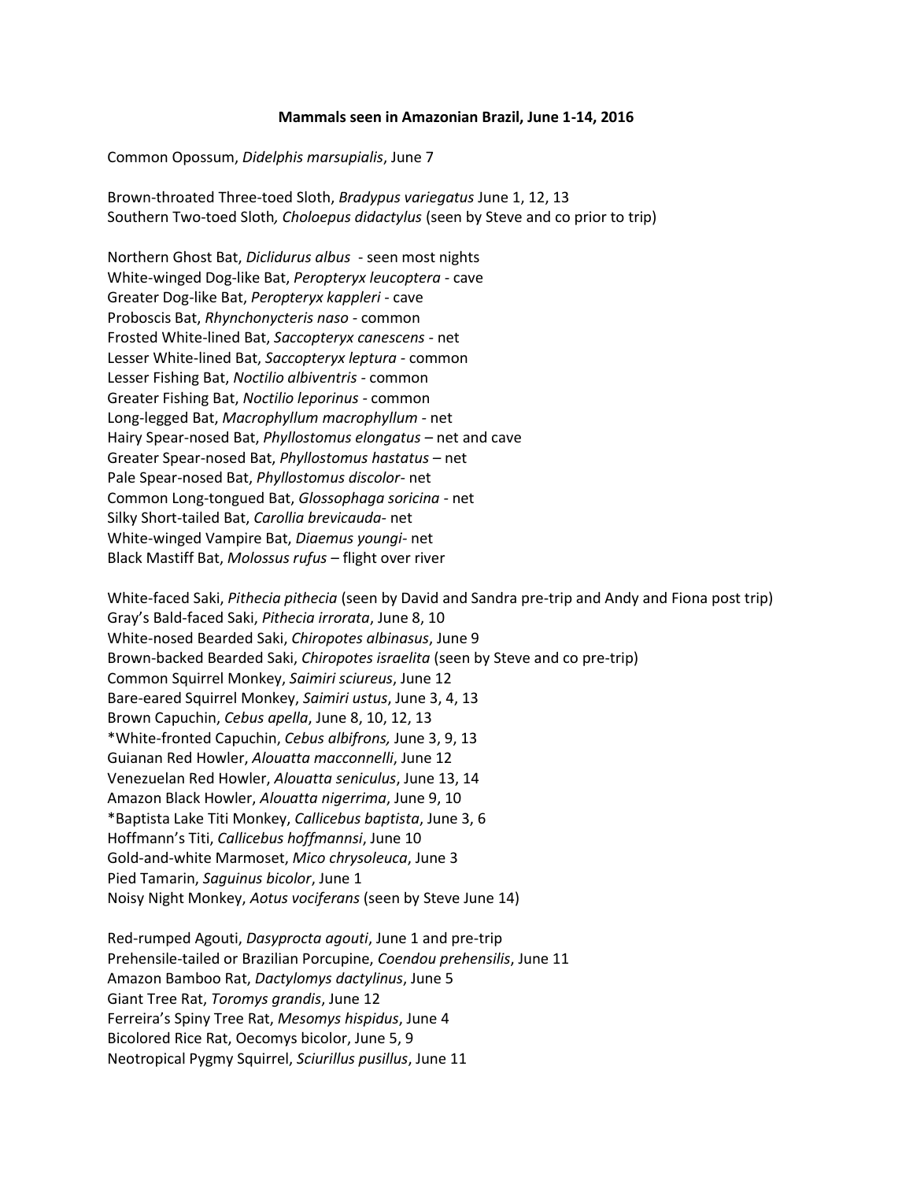**Mammals seen in Amazonian Brazil, June 1-14, 2016**

Common Opossum, *Didelphis marsupialis*, June 7

Brown-throated Three-toed Sloth, *Bradypus variegatus* June 1, 12, 13
Southern Two-toed Sloth*, Choloepus didactylus* (seen by Steve and co prior to trip)

Northern Ghost Bat, *Diclidurus albus* - seen most nights
White-winged Dog-like Bat, *Peropteryx leucoptera* - cave
Greater Dog-like Bat, *Peropteryx kappleri* - cave
Proboscis Bat, *Rhynchonycteris naso* - common
Frosted White-lined Bat, *Saccopteryx canescens* - net
Lesser White-lined Bat, *Saccopteryx leptura* - common
Lesser Fishing Bat, *Noctilio albiventris* - common
Greater Fishing Bat, *Noctilio leporinus* - common
Long-legged Bat, *Macrophyllum macrophyllum* - net
Hairy Spear-nosed Bat, *Phyllostomus elongatus* – net and cave
Greater Spear-nosed Bat, *Phyllostomus hastatus* – net
Pale Spear-nosed Bat, *Phyllostomus discolor*- net
Common Long-tongued Bat, *Glossophaga soricina* - net
Silky Short-tailed Bat, *Carollia brevicauda*- net
White-winged Vampire Bat, *Diaemus youngi*- net
Black Mastiff Bat, *Molossus rufus* – flight over river

White-faced Saki, *Pithecia pithecia* (seen by David and Sandra pre-trip and Andy and Fiona post trip)
Gray's Bald-faced Saki, *Pithecia irrorata*, June 8, 10
White-nosed Bearded Saki, *Chiropotes albinasus*, June 9
Brown-backed Bearded Saki, *Chiropotes israelita* (seen by Steve and co pre-trip)
Common Squirrel Monkey, *Saimiri sciureus*, June 12
Bare-eared Squirrel Monkey, *Saimiri ustus*, June 3, 4, 13
Brown Capuchin, *Cebus apella*, June 8, 10, 12, 13
*White-fronted Capuchin, *Cebus albifrons,* June 3, 9, 13
Guianan Red Howler, *Alouatta macconnelli*, June 12
Venezuelan Red Howler, *Alouatta seniculus*, June 13, 14
Amazon Black Howler, *Alouatta nigerrima*, June 9, 10
*Baptista Lake Titi Monkey, *Callicebus baptista*, June 3, 6
Hoffmann's Titi, *Callicebus hoffmannsi*, June 10
Gold-and-white Marmoset, *Mico chrysoleuca*, June 3
Pied Tamarin, *Saguinus bicolor*, June 1
Noisy Night Monkey, *Aotus vociferans* (seen by Steve June 14)

Red-rumped Agouti, *Dasyprocta agouti*, June 1 and pre-trip
Prehensile-tailed or Brazilian Porcupine, *Coendou prehensilis*, June 11
Amazon Bamboo Rat, *Dactylomys dactylinus*, June 5
Giant Tree Rat, *Toromys grandis*, June 12
Ferreira's Spiny Tree Rat, *Mesomys hispidus*, June 4
Bicolored Rice Rat, Oecomys bicolor, June 5, 9
Neotropical Pygmy Squirrel, *Sciurillus pusillus*, June 11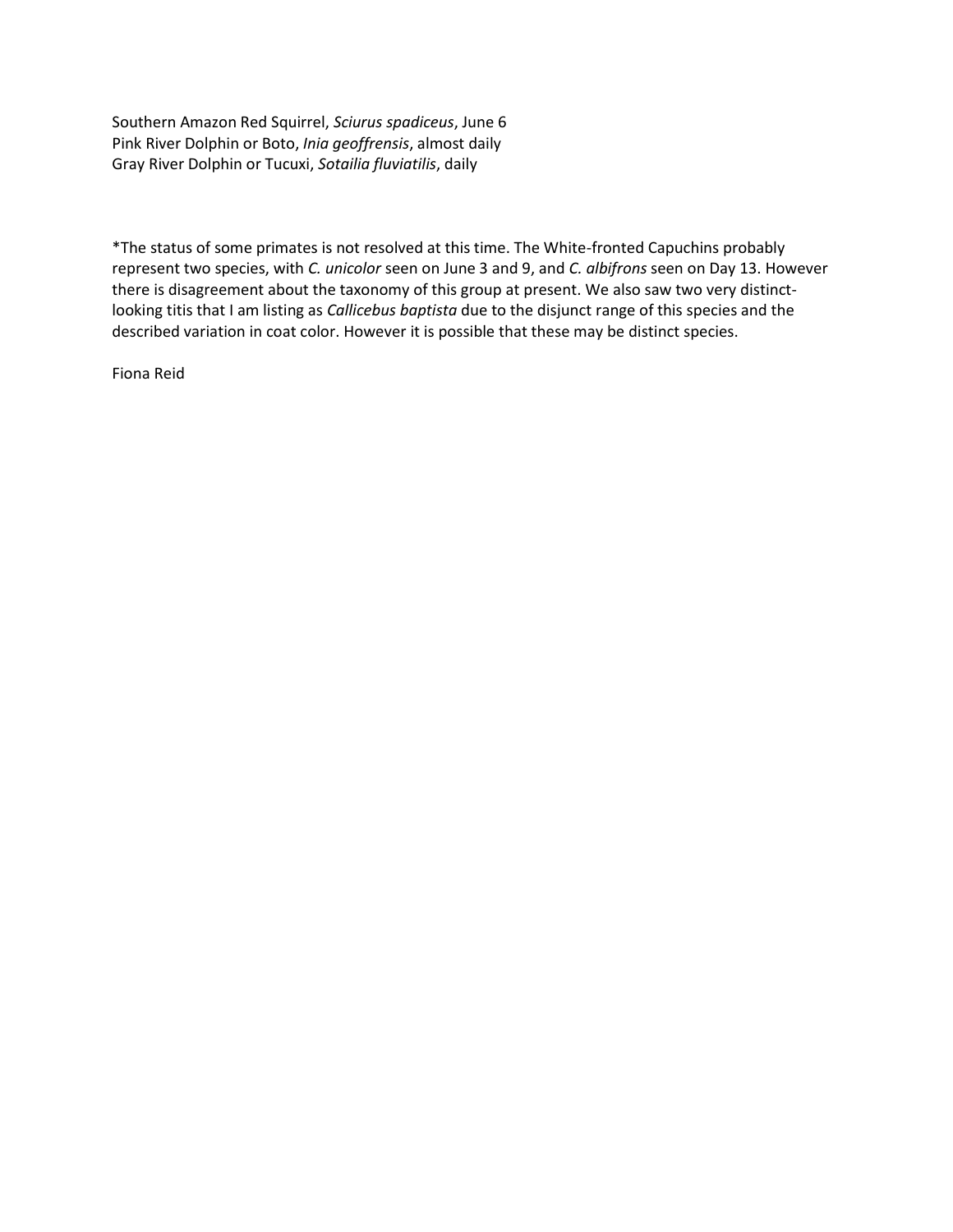Southern Amazon Red Squirrel, *Sciurus spadiceus*, June 6
Pink River Dolphin or Boto, *Inia geoffrensis*, almost daily
Gray River Dolphin or Tucuxi, *Sotailia fluviatilis*, daily

*The status of some primates is not resolved at this time. The White-fronted Capuchins probably represent two species, with *C. unicolor* seen on June 3 and 9, and *C. albifrons* seen on Day 13. However there is disagreement about the taxonomy of this group at present. We also saw two very distinct-looking titis that I am listing as *Callicebus baptista* due to the disjunct range of this species and the described variation in coat color. However it is possible that these may be distinct species.

Fiona Reid